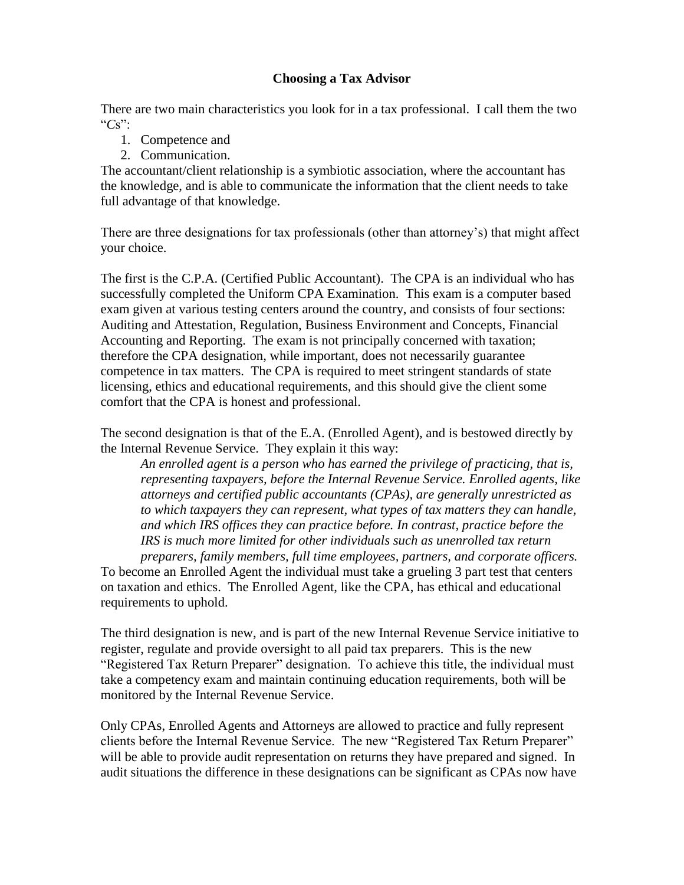# Choosing a Tax Advisor

There are two main characteristics you look for in a tax professional. I call them the two "*C*s":

1. Competence and
2. Communication.

The accountant/client relationship is a symbiotic association, where the accountant has the knowledge, and is able to communicate the information that the client needs to take full advantage of that knowledge.

There are three designations for tax professionals (other than attorney's) that might affect your choice.

The first is the C.P.A. (Certified Public Accountant). The CPA is an individual who has successfully completed the Uniform CPA Examination. This exam is a computer based exam given at various testing centers around the country, and consists of four sections: Auditing and Attestation, Regulation, Business Environment and Concepts, Financial Accounting and Reporting. The exam is not principally concerned with taxation; therefore the CPA designation, while important, does not necessarily guarantee competence in tax matters. The CPA is required to meet stringent standards of state licensing, ethics and educational requirements, and this should give the client some comfort that the CPA is honest and professional.

The second designation is that of the E.A. (Enrolled Agent), and is bestowed directly by the Internal Revenue Service. They explain it this way:

> *An enrolled agent is a person who has earned the privilege of practicing, that is, representing taxpayers, before the Internal Revenue Service. Enrolled agents, like attorneys and certified public accountants (CPAs), are generally unrestricted as to which taxpayers they can represent, what types of tax matters they can handle, and which IRS offices they can practice before. In contrast, practice before the IRS is much more limited for other individuals such as unenrolled tax return preparers, family members, full time employees, partners, and corporate officers.*

To become an Enrolled Agent the individual must take a grueling 3 part test that centers on taxation and ethics. The Enrolled Agent, like the CPA, has ethical and educational requirements to uphold.

The third designation is new, and is part of the new Internal Revenue Service initiative to register, regulate and provide oversight to all paid tax preparers. This is the new "Registered Tax Return Preparer" designation. To achieve this title, the individual must take a competency exam and maintain continuing education requirements, both will be monitored by the Internal Revenue Service.

Only CPAs, Enrolled Agents and Attorneys are allowed to practice and fully represent clients before the Internal Revenue Service. The new "Registered Tax Return Preparer" will be able to provide audit representation on returns they have prepared and signed. In audit situations the difference in these designations can be significant as CPAs now have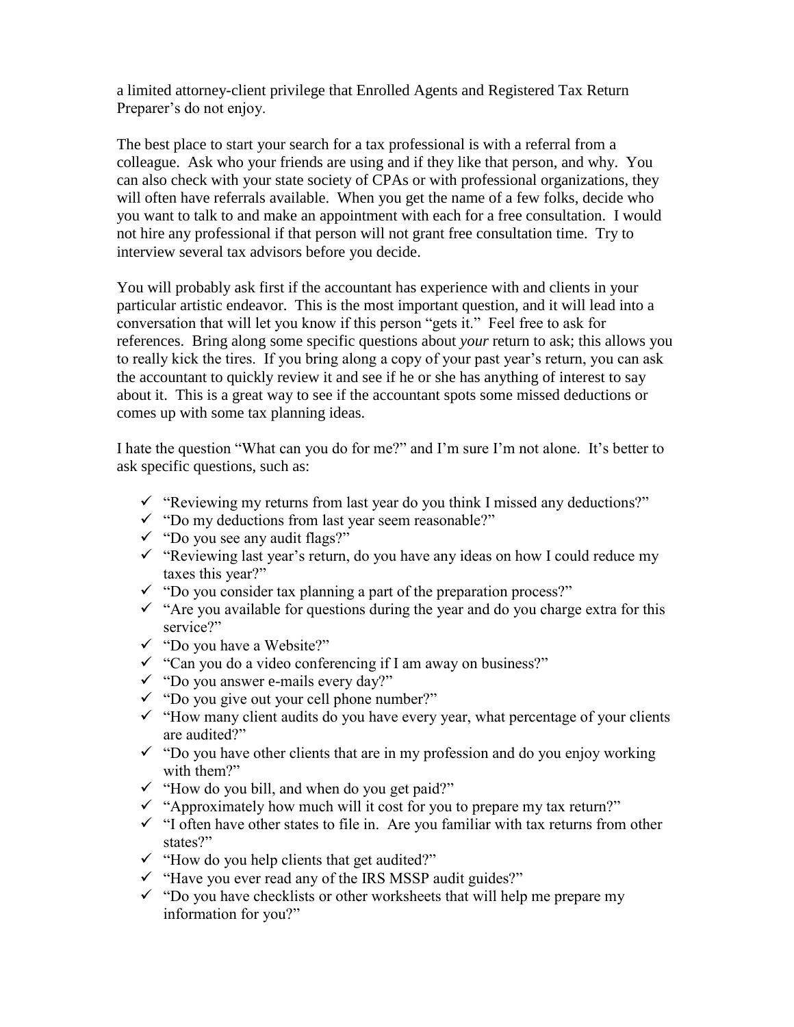a limited attorney-client privilege that Enrolled Agents and Registered Tax Return Preparer's do not enjoy.

The best place to start your search for a tax professional is with a referral from a colleague. Ask who your friends are using and if they like that person, and why. You can also check with your state society of CPAs or with professional organizations, they will often have referrals available. When you get the name of a few folks, decide who you want to talk to and make an appointment with each for a free consultation. I would not hire any professional if that person will not grant free consultation time. Try to interview several tax advisors before you decide.

You will probably ask first if the accountant has experience with and clients in your particular artistic endeavor. This is the most important question, and it will lead into a conversation that will let you know if this person "gets it." Feel free to ask for references. Bring along some specific questions about *your* return to ask; this allows you to really kick the tires. If you bring along a copy of your past year's return, you can ask the accountant to quickly review it and see if he or she has anything of interest to say about it. This is a great way to see if the accountant spots some missed deductions or comes up with some tax planning ideas.

I hate the question "What can you do for me?" and I'm sure I'm not alone. It's better to ask specific questions, such as:

- ✓ "Reviewing my returns from last year do you think I missed any deductions?"
- ✓ "Do my deductions from last year seem reasonable?"
- ✓ "Do you see any audit flags?"
- ✓ "Reviewing last year's return, do you have any ideas on how I could reduce my taxes this year?"
- ✓ "Do you consider tax planning a part of the preparation process?"
- ✓ "Are you available for questions during the year and do you charge extra for this service?"
- ✓ "Do you have a Website?"
- ✓ "Can you do a video conferencing if I am away on business?"
- ✓ "Do you answer e-mails every day?"
- ✓ "Do you give out your cell phone number?"
- ✓ "How many client audits do you have every year, what percentage of your clients are audited?"
- ✓ "Do you have other clients that are in my profession and do you enjoy working with them?"
- ✓ "How do you bill, and when do you get paid?"
- ✓ "Approximately how much will it cost for you to prepare my tax return?"
- ✓ "I often have other states to file in. Are you familiar with tax returns from other states?"
- ✓ "How do you help clients that get audited?"
- ✓ "Have you ever read any of the IRS MSSP audit guides?"
- ✓ "Do you have checklists or other worksheets that will help me prepare my information for you?"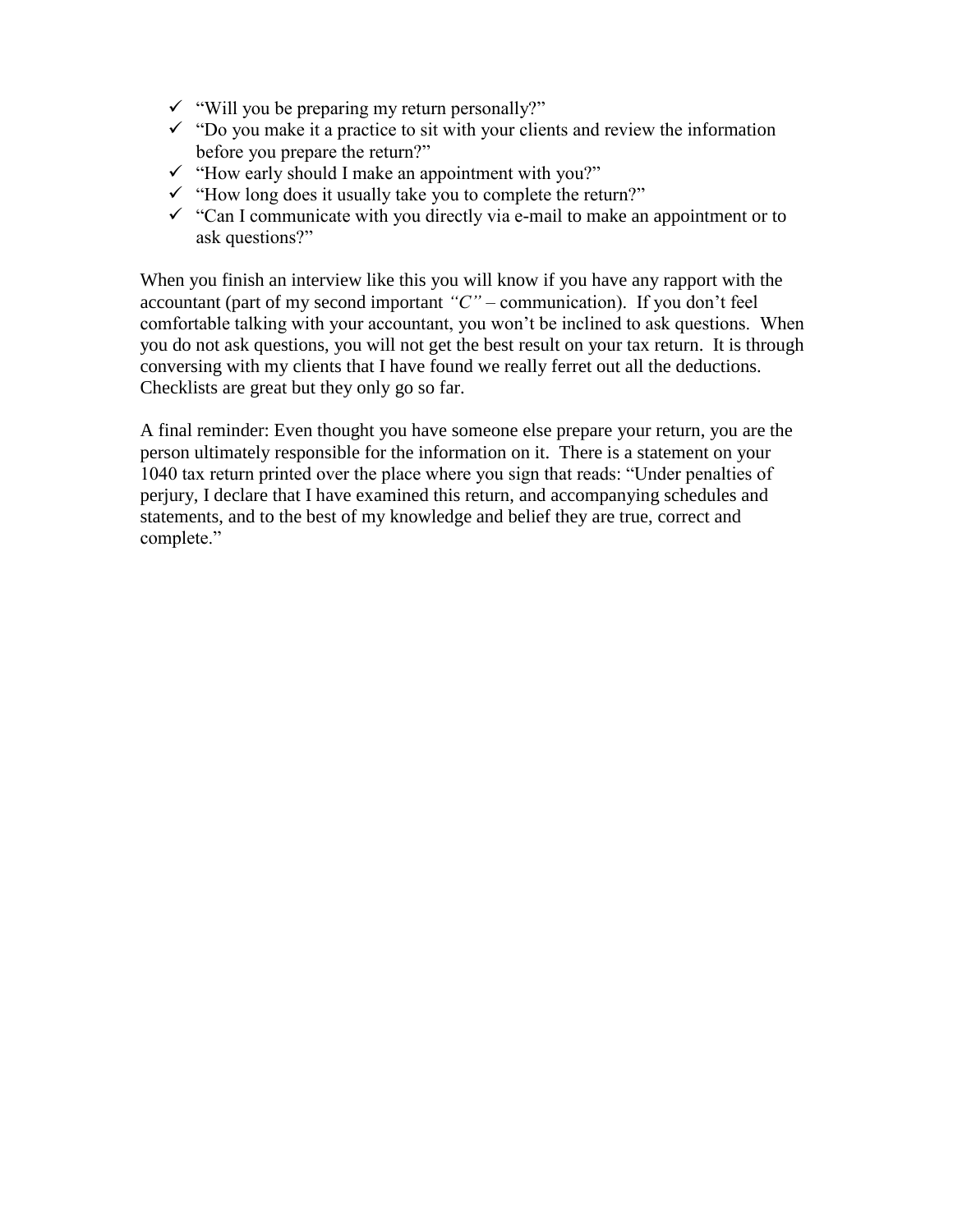- ✓ "Will you be preparing my return personally?"
- ✓ "Do you make it a practice to sit with your clients and review the information before you prepare the return?"
- ✓ "How early should I make an appointment with you?"
- ✓ "How long does it usually take you to complete the return?"
- ✓ "Can I communicate with you directly via e-mail to make an appointment or to ask questions?"

When you finish an interview like this you will know if you have any rapport with the accountant (part of my second important *"C"* – communication). If you don't feel comfortable talking with your accountant, you won't be inclined to ask questions. When you do not ask questions, you will not get the best result on your tax return. It is through conversing with my clients that I have found we really ferret out all the deductions. Checklists are great but they only go so far.

A final reminder: Even thought you have someone else prepare your return, you are the person ultimately responsible for the information on it. There is a statement on your 1040 tax return printed over the place where you sign that reads: "Under penalties of perjury, I declare that I have examined this return, and accompanying schedules and statements, and to the best of my knowledge and belief they are true, correct and complete."